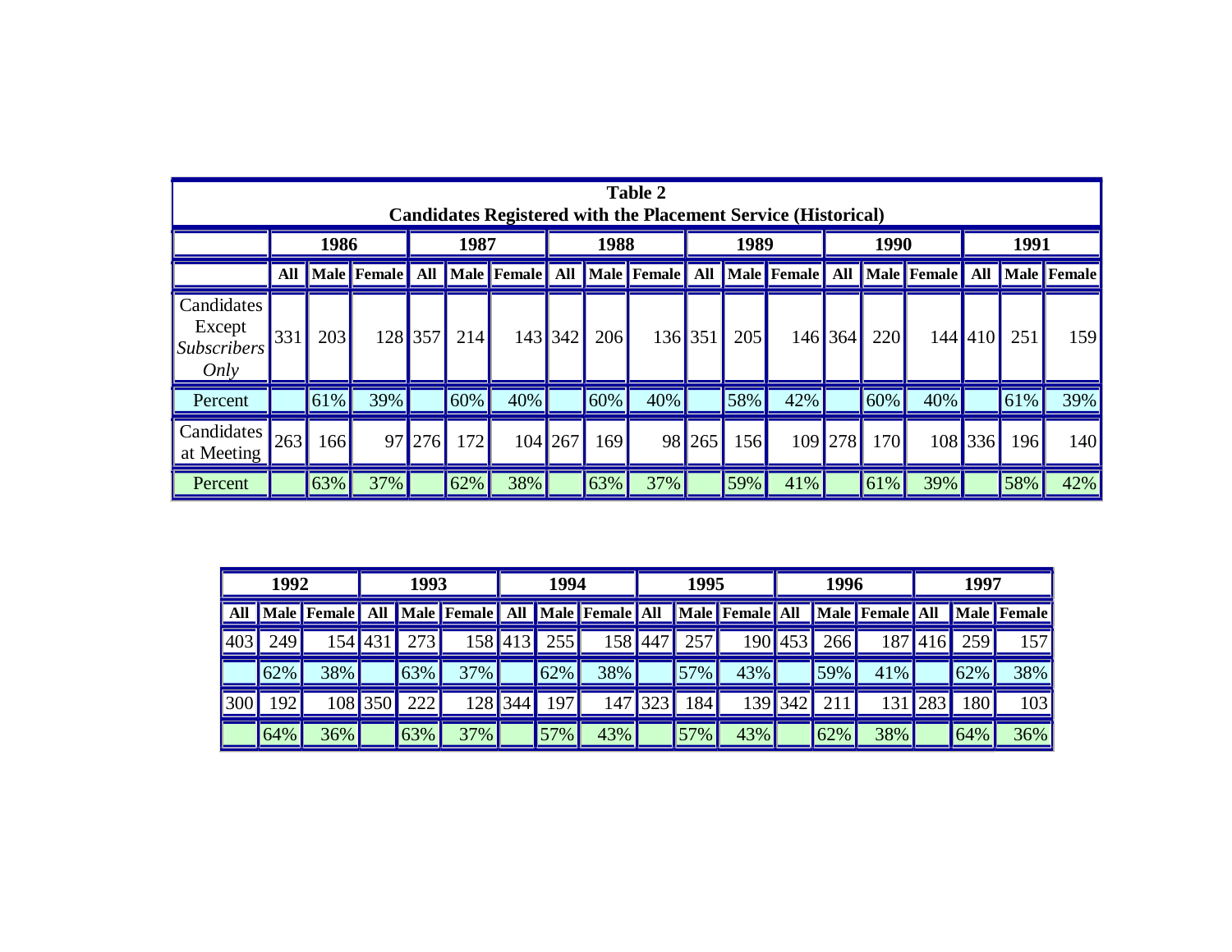**Table 2**
**Candidates Registered with the Placement Service (Historical)**

| | 1986 | | | 1987 | | | 1988 | | | 1989 | | | 1990 | | | 1991 | | |
|---|---|---|---|---|---|---|---|---|---|---|---|---|---|---|---|---|---|---|
| | **All** | **Male** | **Female** | **All** | **Male** | **Female** | **All** | **Male** | **Female** | **All** | **Male** | **Female** | **All** | **Male** | **Female** | **All** | **Male** | **Female** |
| Candidates Except *Subscribers Only* | 331 | 203 | 128 | 357 | 214 | 143 | 342 | 206 | 136 | 351 | 205 | 146 | 364 | 220 | 144 | 410 | 251 | 159 |
| Percent | | 61% | 39% | | 60% | 40% | | 60% | 40% | | 58% | 42% | | 60% | 40% | | 61% | 39% |
| Candidates at Meeting | 263 | 166 | 97 | 276 | 172 | 104 | 267 | 169 | 98 | 265 | 156 | 109 | 278 | 170 | 108 | 336 | 196 | 140 |
| Percent | | 63% | 37% | | 62% | 38% | | 63% | 37% | | 59% | 41% | | 61% | 39% | | 58% | 42% |

| 1992 | | | 1993 | | | 1994 | | | 1995 | | | 1996 | | | 1997 | | |
|---|---|---|---|---|---|---|---|---|---|---|---|---|---|---|---|---|---|
| **All** | **Male** | **Female** | **All** | **Male** | **Female** | **All** | **Male** | **Female** | **All** | **Male** | **Female** | **All** | **Male** | **Female** | **All** | **Male** | **Female** |
| 403 | 249 | 154 | 431 | 273 | 158 | 413 | 255 | 158 | 447 | 257 | 190 | 453 | 266 | 187 | 416 | 259 | 157 |
| | 62% | 38% | | 63% | 37% | | 62% | 38% | | 57% | 43% | | 59% | 41% | | 62% | 38% |
| 300 | 192 | 108 | 350 | 222 | 128 | 344 | 197 | 147 | 323 | 184 | 139 | 342 | 211 | 131 | 283 | 180 | 103 |
| | 64% | 36% | | 63% | 37% | | 57% | 43% | | 57% | 43% | | 62% | 38% | | 64% | 36% |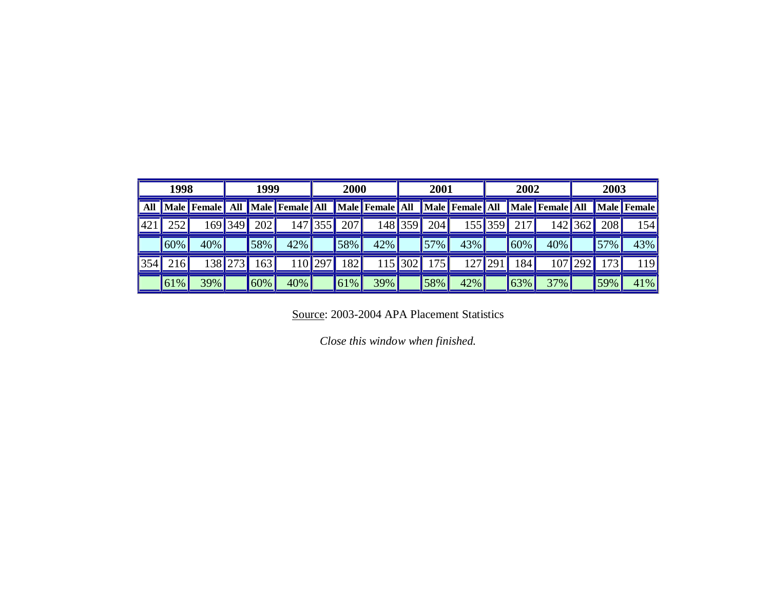| 1998 | | | 1999 | | | 2000 | | | 2001 | | | 2002 | | | 2003 | | |
|---|---|---|---|---|---|---|---|---|---|---|---|---|---|---|---|---|---|
| All | Male | Female | All | Male | Female | All | Male | Female | All | Male | Female | All | Male | Female | All | Male | Female |
| 421 | 252 | 169 | 349 | 202 | 147 | 355 | 207 | 148 | 359 | 204 | 155 | 359 | 217 | 142 | 362 | 208 | 154 |
| | 60% | 40% | | 58% | 42% | | 58% | 42% | | 57% | 43% | | 60% | 40% | | 57% | 43% |
| 354 | 216 | 138 | 273 | 163 | 110 | 297 | 182 | 115 | 302 | 175 | 127 | 291 | 184 | 107 | 292 | 173 | 119 |
| | 61% | 39% | | 60% | 40% | | 61% | 39% | | 58% | 42% | | 63% | 37% | | 59% | 41% |

Source: 2003-2004 APA Placement Statistics

*Close this window when finished.*